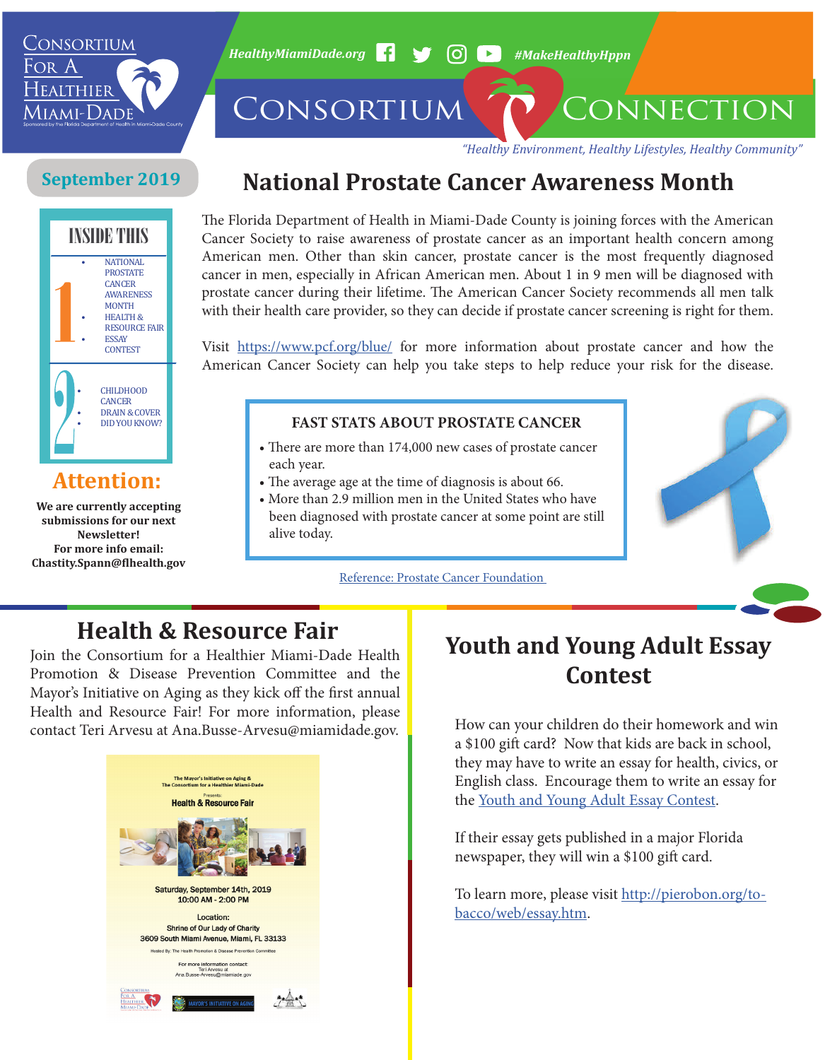# Consortium For A Healthier Miami-Dade

Sponsored by the Florida Department of Health in Miami-Dade County

HealthyMiamiDade.org #MakeHealthyHppn

# Consortium Connection

*"Healthy Environment, Healthy Lifestyles, Healthy Community"*

**September 2019**

## INSIDE THIS

1.
- NATIONAL PROSTATE CANCER AWARENESS MONTH
- HEALTH & RESOURCE FAIR
- ESSAY CONTEST

2.
- CHILDHOOD CANCER
- DRAIN & COVER
- DID YOU KNOW?

## Attention:

**We are currently accepting submissions for our next Newsletter! For more info email: Chastity.Spann@flhealth.gov**

# National Prostate Cancer Awareness Month

The Florida Department of Health in Miami-Dade County is joining forces with the American Cancer Society to raise awareness of prostate cancer as an important health concern among American men. Other than skin cancer, prostate cancer is the most frequently diagnosed cancer in men, especially in African American men. About 1 in 9 men will be diagnosed with prostate cancer during their lifetime. The American Cancer Society recommends all men talk with their health care provider, so they can decide if prostate cancer screening is right for them.

Visit https://www.pcf.org/blue/ for more information about prostate cancer and how the American Cancer Society can help you take steps to help reduce your risk for the disease.

### FAST STATS ABOUT PROSTATE CANCER

- There are more than 174,000 new cases of prostate cancer each year.
- The average age at the time of diagnosis is about 66.
- More than 2.9 million men in the United States who have been diagnosed with prostate cancer at some point are still alive today.

Reference: Prostate Cancer Foundation

## Health & Resource Fair

Join the Consortium for a Healthier Miami-Dade Health Promotion & Disease Prevention Committee and the Mayor's Initiative on Aging as they kick off the first annual Health and Resource Fair! For more information, please contact Teri Arvesu at Ana.Busse-Arvesu@miamidade.gov.

The Mayor's Initiative on Aging & The Consortium for a Healthier Miami-Dade

Presents:

**Health & Resource Fair**

Saturday, September 14th, 2019
10:00 AM - 2:00 PM

Location:
Shrine of Our Lady of Charity
3609 South Miami Avenue, Miami, FL 33133

Hosted By: The Health Promotion & Disease Prevention Committee

For more information contact:
Teri Arvesu at
Ana.Busse-Arvesu@miamidade.gov

## Youth and Young Adult Essay Contest

How can your children do their homework and win a $100 gift card? Now that kids are back in school, they may have to write an essay for health, civics, or English class. Encourage them to write an essay for the Youth and Young Adult Essay Contest.

If their essay gets published in a major Florida newspaper, they will win a $100 gift card.

To learn more, please visit http://pierobon.org/tobacco/web/essay.htm.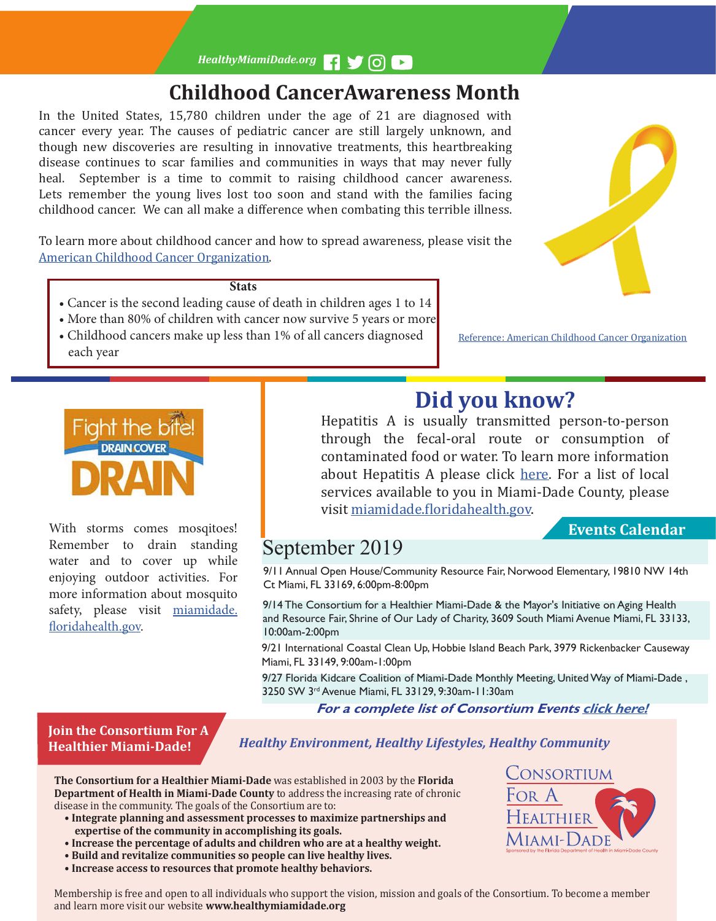HealthyMiamiDade.org

# Childhood CancerAwareness Month

In the United States, 15,780 children under the age of 21 are diagnosed with cancer every year. The causes of pediatric cancer are still largely unknown, and though new discoveries are resulting in innovative treatments, this heartbreaking disease continues to scar families and communities in ways that may never fully heal. September is a time to commit to raising childhood cancer awareness. Lets remember the young lives lost too soon and stand with the families facing childhood cancer. We can all make a difference when combating this terrible illness.

To learn more about childhood cancer and how to spread awareness, please visit the American Childhood Cancer Organization.

**Stats**

- Cancer is the second leading cause of death in children ages 1 to 14
- More than 80% of children with cancer now survive 5 years or more
- Childhood cancers make up less than 1% of all cancers diagnosed each year

Reference: American Childhood Cancer Organization

Fight the bite! DRAIN COVER DRAIN

With storms comes mosqitoes! Remember to drain standing water and to cover up while enjoying outdoor activities. For more information about mosquito safety, please visit miamidade.floridahealth.gov.

## Did you know?

Hepatitis A is usually transmitted person-to-person through the fecal-oral route or consumption of contaminated food or water. To learn more information about Hepatitis A please click here. For a list of local services available to you in Miami-Dade County, please visit miamidade.floridahealth.gov.

## Events Calendar

### September 2019

9/11 Annual Open House/Community Resource Fair, Norwood Elementary, 19810 NW 14th Ct Miami, FL 33169, 6:00pm-8:00pm

9/14 The Consortium for a Healthier Miami-Dade & the Mayor's Initiative on Aging Health and Resource Fair, Shrine of Our Lady of Charity, 3609 South Miami Avenue Miami, FL 33133, 10:00am-2:00pm

9/21 International Coastal Clean Up, Hobbie Island Beach Park, 3979 Rickenbacker Causeway Miami, FL 33149, 9:00am-1:00pm

9/27 Florida Kidcare Coalition of Miami-Dade Monthly Meeting, United Way of Miami-Dade , 3250 SW 3rd Avenue Miami, FL 33129, 9:30am-11:30am

***For a complete list of Consortium Events click here!***

## Join the Consortium For A Healthier Miami-Dade!

***Healthy Environment, Healthy Lifestyles, Healthy Community***

**The Consortium for a Healthier Miami-Dade** was established in 2003 by the **Florida Department of Health in Miami-Dade County** to address the increasing rate of chronic disease in the community. The goals of the Consortium are to:

- **Integrate planning and assessment processes to maximize partnerships and expertise of the community in accomplishing its goals.**
- **Increase the percentage of adults and children who are at a healthy weight.**
- **Build and revitalize communities so people can live healthy lives.**
- **Increase access to resources that promote healthy behaviors.**

Consortium For A Healthier Miami-Dade
Sponsored by the Florida Department of Health in Miami-Dade County

Membership is free and open to all individuals who support the vision, mission and goals of the Consortium. To become a member and learn more visit our website **www.healthymiamidade.org**